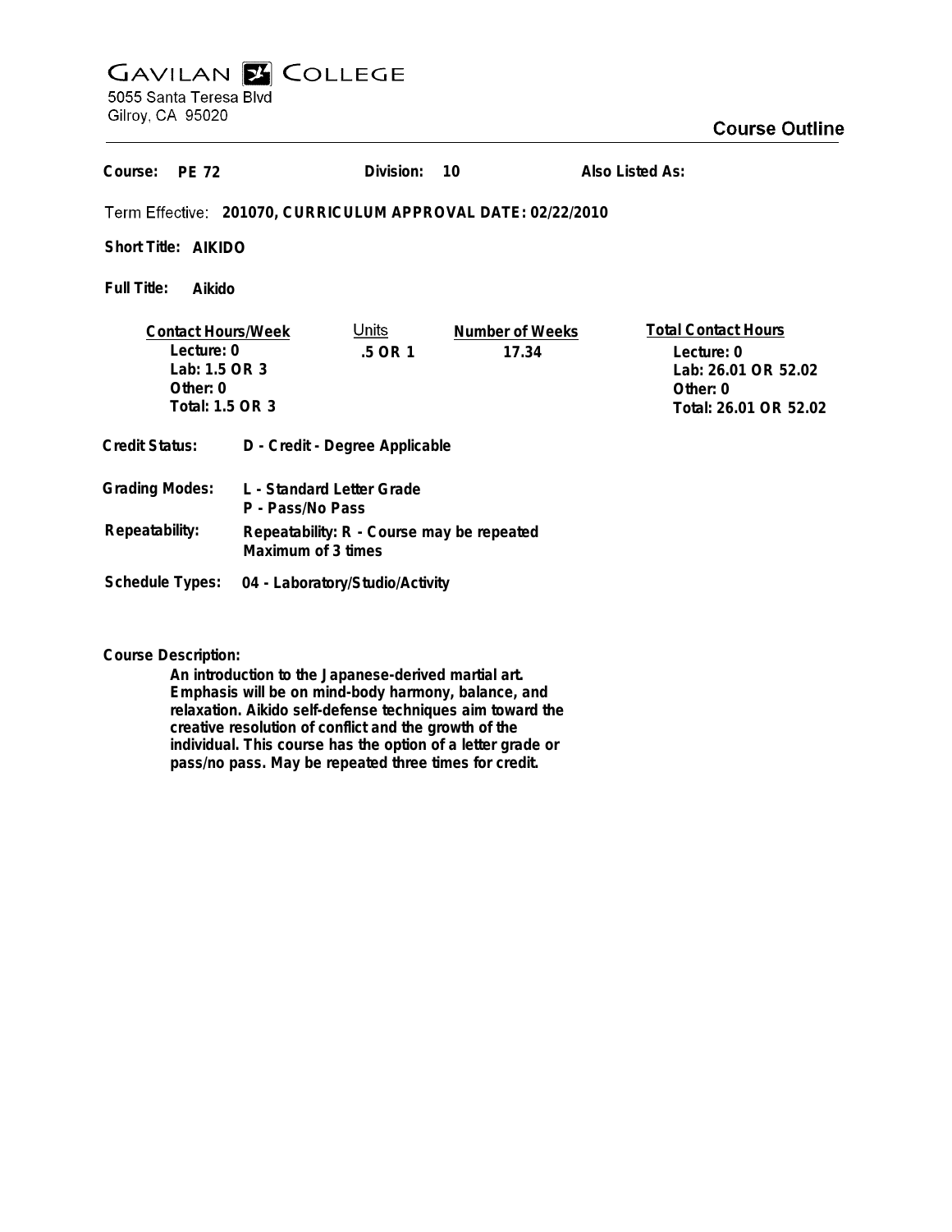# GAVILAN COLLEGE

5055 Santa Teresa Blvd
Gilroy, CA 95020

## Course Outline

**Course:** PE 72 **Division:** 10 **Also Listed As:**

**Term Effective:** 201070, CURRICULUM APPROVAL DATE: 02/22/2010

**Short Title:** AIKIDO

**Full Title:** Aikido

| Contact Hours/Week | Units | Number of Weeks | Total Contact Hours |
|---|---|---|---|
| Lecture: 0 | .5 OR 1 | 17.34 | Lecture: 0 |
| Lab: 1.5 OR 3 | | | Lab: 26.01 OR 52.02 |
| Other: 0 | | | Other: 0 |
| Total: 1.5 OR 3 | | | Total: 26.01 OR 52.02 |

**Credit Status:** D - Credit - Degree Applicable

**Grading Modes:** L - Standard Letter Grade
P - Pass/No Pass

**Repeatability:** Repeatability: R - Course may be repeated
Maximum of 3 times

**Schedule Types:** 04 - Laboratory/Studio/Activity

**Course Description:**

An introduction to the Japanese-derived martial art. Emphasis will be on mind-body harmony, balance, and relaxation. Aikido self-defense techniques aim toward the creative resolution of conflict and the growth of the individual. This course has the option of a letter grade or pass/no pass. May be repeated three times for credit.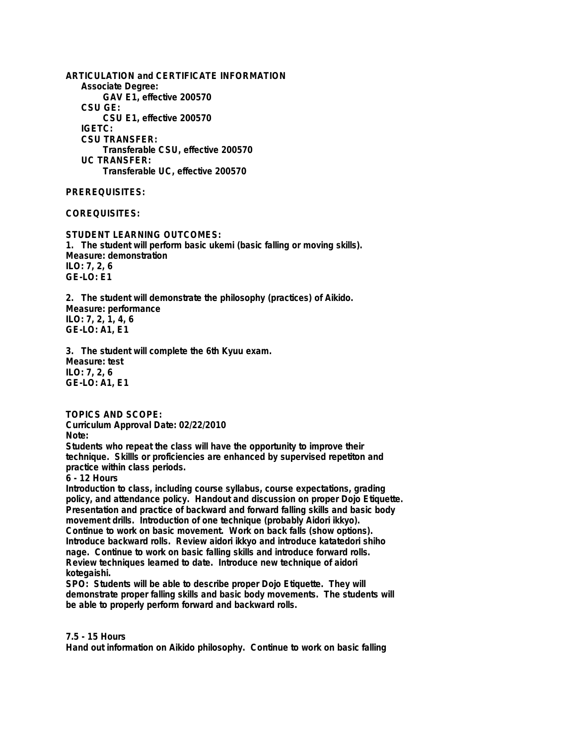**ARTICULATION and CERTIFICATE INFORMATION**

**Associate Degree:**

**GAV E1, effective 200570**

**CSU GE:**

**CSU E1, effective 200570**

**IGETC:**

**CSU TRANSFER:**

**Transferable CSU, effective 200570**

**UC TRANSFER:**

**Transferable UC, effective 200570**

**PREREQUISITES:**

**COREQUISITES:**

**STUDENT LEARNING OUTCOMES:**

**1. The student will perform basic ukemi (basic falling or moving skills).**
**Measure: demonstration**
**ILO: 7, 2, 6**
**GE-LO: E1**

**2. The student will demonstrate the philosophy (practices) of Aikido.**
**Measure: performance**
**ILO: 7, 2, 1, 4, 6**
**GE-LO: A1, E1**

**3. The student will complete the 6th Kyuu exam.**
**Measure: test**
**ILO: 7, 2, 6**
**GE-LO: A1, E1**

**TOPICS AND SCOPE:**

**Curriculum Approval Date: 02/22/2010**

**Note:**

**Students who repeat the class will have the opportunity to improve their technique. Skillls or proficiencies are enhanced by supervised repetiton and practice within class periods.**

**6 - 12 Hours**

**Introduction to class, including course syllabus, course expectations, grading policy, and attendance policy. Handout and discussion on proper Dojo Etiquette. Presentation and practice of backward and forward falling skills and basic body movement drills. Introduction of one technique (probably Aidori ikkyo). Continue to work on basic movement. Work on back falls (show options). Introduce backward rolls. Review aidori ikkyo and introduce katatedori shiho nage. Continue to work on basic falling skills and introduce forward rolls. Review techniques learned to date. Introduce new technique of aidori kotegaishi.**

**SPO: Students will be able to describe proper Dojo Etiquette. They will demonstrate proper falling skills and basic body movements. The students will be able to properly perform forward and backward rolls.**

**7.5 - 15 Hours**

**Hand out information on Aikido philosophy. Continue to work on basic falling**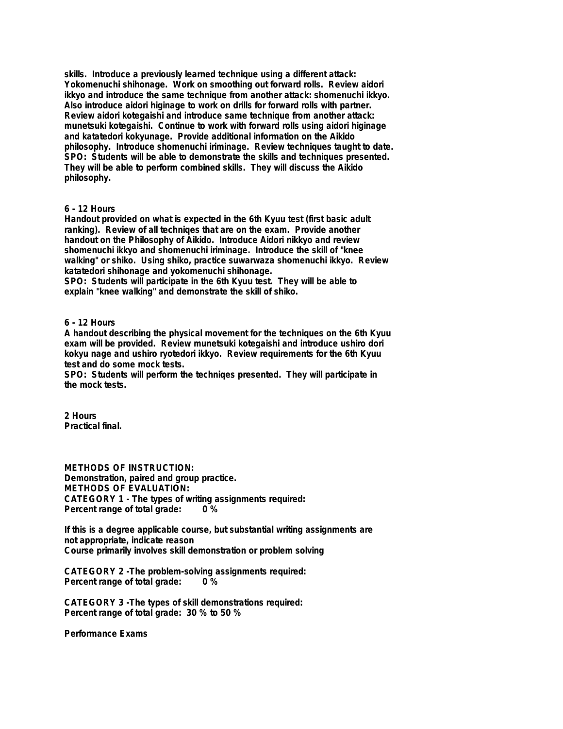**skills. Introduce a previously learned technique using a different attack: Yokomenuchi shihonage. Work on smoothing out forward rolls. Review aidori ikkyo and introduce the same technique from another attack: shomenuchi ikkyo. Also introduce aidori higinage to work on drills for forward rolls with partner. Review aidori kotegaishi and introduce same technique from another attack: munetsuki kotegaishi. Continue to work with forward rolls using aidori higinage and katatedori kokyunage. Provide additional information on the Aikido philosophy. Introduce shomenuchi iriminage. Review techniques taught to date.**
**SPO: Students will be able to demonstrate the skills and techniques presented. They will be able to perform combined skills. They will discuss the Aikido philosophy.**

**6 - 12 Hours**
**Handout provided on what is expected in the 6th Kyuu test (first basic adult ranking). Review of all techniqes that are on the exam. Provide another handout on the Philosophy of Aikido. Introduce Aidori nikkyo and review shomenuchi ikkyo and shomenuchi iriminage. Introduce the skill of "knee walking" or shiko. Using shiko, practice suwarwaza shomenuchi ikkyo. Review katatedori shihonage and yokomenuchi shihonage.**
**SPO: Students will participate in the 6th Kyuu test. They will be able to explain "knee walking" and demonstrate the skill of shiko.**

**6 - 12 Hours**
**A handout describing the physical movement for the techniques on the 6th Kyuu exam will be provided. Review munetsuki kotegaishi and introduce ushiro dori kokyu nage and ushiro ryotedori ikkyo. Review requirements for the 6th Kyuu test and do some mock tests.**
**SPO: Students will perform the techniqes presented. They will participate in the mock tests.**

**2 Hours**
**Practical final.**

**METHODS OF INSTRUCTION:**
**Demonstration, paired and group practice.**
**METHODS OF EVALUATION:**
**CATEGORY 1 - The types of writing assignments required:**
**Percent range of total grade: 0 %**

**If this is a degree applicable course, but substantial writing assignments are not appropriate, indicate reason**
**Course primarily involves skill demonstration or problem solving**

**CATEGORY 2 -The problem-solving assignments required:**
**Percent range of total grade: 0 %**

**CATEGORY 3 -The types of skill demonstrations required:**
**Percent range of total grade: 30 % to 50 %**

**Performance Exams**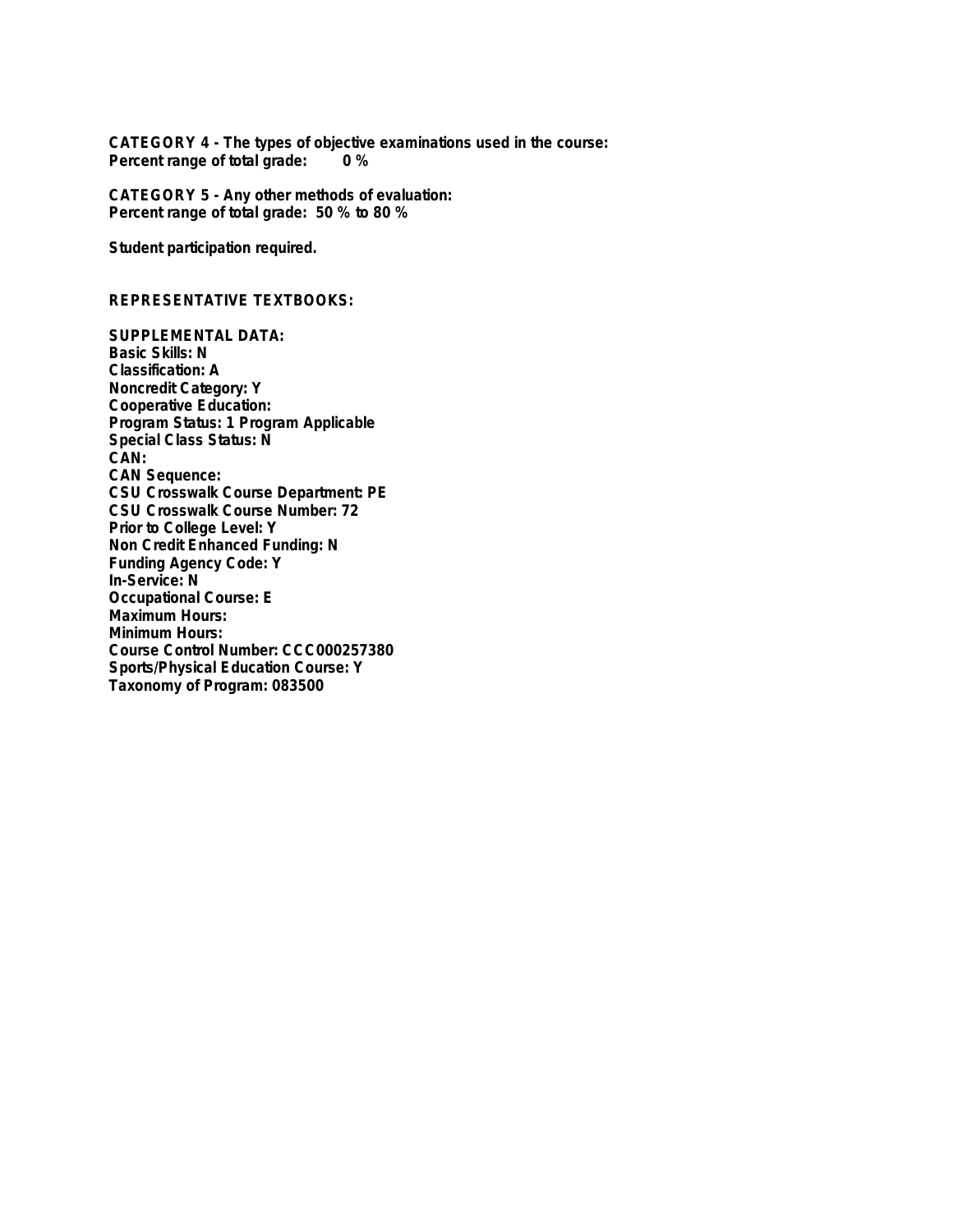**CATEGORY 4 - The types of objective examinations used in the course:**
**Percent range of total grade: 0 %**

**CATEGORY 5 - Any other methods of evaluation:**
**Percent range of total grade: 50 % to 80 %**

**Student participation required.**

**REPRESENTATIVE TEXTBOOKS:**

**SUPPLEMENTAL DATA:**
**Basic Skills: N**
**Classification: A**
**Noncredit Category: Y**
**Cooperative Education:**
**Program Status: 1 Program Applicable**
**Special Class Status: N**
**CAN:**
**CAN Sequence:**
**CSU Crosswalk Course Department: PE**
**CSU Crosswalk Course Number: 72**
**Prior to College Level: Y**
**Non Credit Enhanced Funding: N**
**Funding Agency Code: Y**
**In-Service: N**
**Occupational Course: E**
**Maximum Hours:**
**Minimum Hours:**
**Course Control Number: CCC000257380**
**Sports/Physical Education Course: Y**
**Taxonomy of Program: 083500**